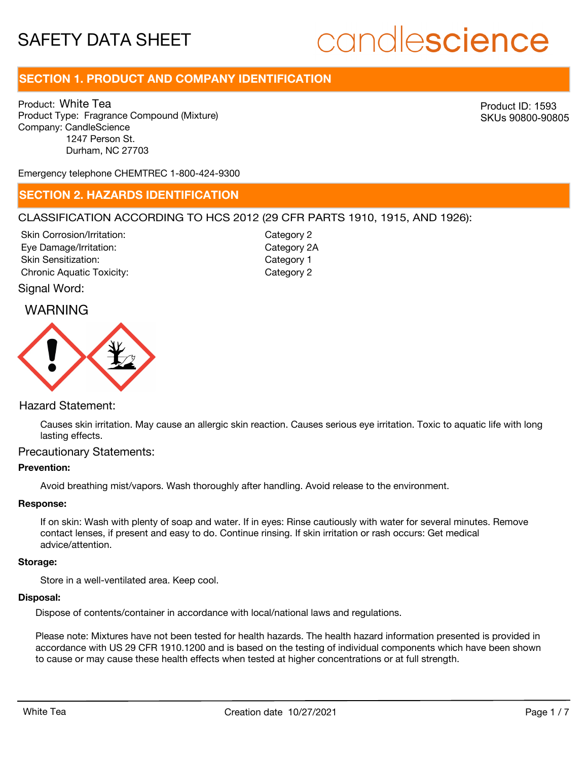# SAFETY DATA SHEET

candlescience

## SECTION 1. PRODUCT AND COMPANY IDENTIFICATION

Product: White Tea
Product Type: Fragrance Compound (Mixture)
Company: CandleScience
1247 Person St.
Durham, NC 27703

Product ID: 1593
SKUs 90800-90805

Emergency telephone CHEMTREC 1-800-424-9300

## SECTION 2. HAZARDS IDENTIFICATION

### CLASSIFICATION ACCORDING TO HCS 2012 (29 CFR PARTS 1910, 1915, AND 1926):

| | |
|---|---|
| Skin Corrosion/Irritation: | Category 2 |
| Eye Damage/Irritation: | Category 2A |
| Skin Sensitization: | Category 1 |
| Chronic Aquatic Toxicity: | Category 2 |

Signal Word:

WARNING

Hazard Statement:

Causes skin irritation. May cause an allergic skin reaction. Causes serious eye irritation. Toxic to aquatic life with long lasting effects.

Precautionary Statements:

**Prevention:**

Avoid breathing mist/vapors. Wash thoroughly after handling. Avoid release to the environment.

**Response:**

If on skin: Wash with plenty of soap and water. If in eyes: Rinse cautiously with water for several minutes. Remove contact lenses, if present and easy to do. Continue rinsing. If skin irritation or rash occurs: Get medical advice/attention.

**Storage:**

Store in a well-ventilated area. Keep cool.

**Disposal:**

Dispose of contents/container in accordance with local/national laws and regulations.

Please note: Mixtures have not been tested for health hazards. The health hazard information presented is provided in accordance with US 29 CFR 1910.1200 and is based on the testing of individual components which have been shown to cause or may cause these health effects when tested at higher concentrations or at full strength.

White Tea Creation date 10/27/2021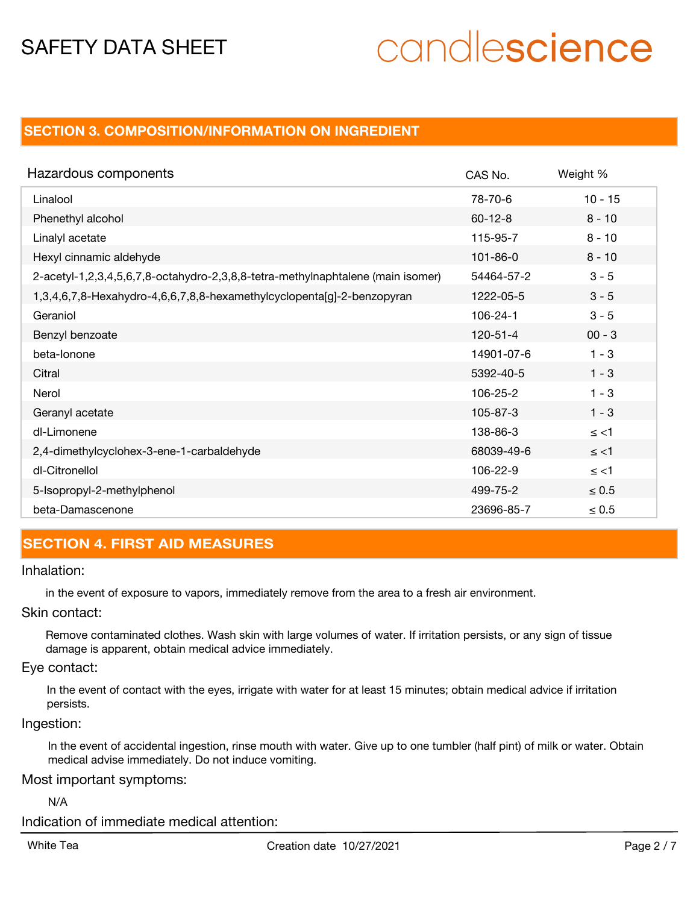## SECTION 3. COMPOSITION/INFORMATION ON INGREDIENT

| Hazardous components | CAS No. | Weight % |
|---|---|---|
| Linalool | 78-70-6 | 10 - 15 |
| Phenethyl alcohol | 60-12-8 | 8 - 10 |
| Linalyl acetate | 115-95-7 | 8 - 10 |
| Hexyl cinnamic aldehyde | 101-86-0 | 8 - 10 |
| 2-acetyl-1,2,3,4,5,6,7,8-octahydro-2,3,8,8-tetra-methylnaphtalene (main isomer) | 54464-57-2 | 3 - 5 |
| 1,3,4,6,7,8-Hexahydro-4,6,6,7,8,8-hexamethylcyclopenta[g]-2-benzopyran | 1222-05-5 | 3 - 5 |
| Geraniol | 106-24-1 | 3 - 5 |
| Benzyl benzoate | 120-51-4 | 00 - 3 |
| beta-Ionone | 14901-07-6 | 1 - 3 |
| Citral | 5392-40-5 | 1 - 3 |
| Nerol | 106-25-2 | 1 - 3 |
| Geranyl acetate | 105-87-3 | 1 - 3 |
| dl-Limonene | 138-86-3 | ≤ <1 |
| 2,4-dimethylcyclohex-3-ene-1-carbaldehyde | 68039-49-6 | ≤ <1 |
| dl-Citronellol | 106-22-9 | ≤ <1 |
| 5-Isopropyl-2-methylphenol | 499-75-2 | ≤ 0.5 |
| beta-Damascenone | 23696-85-7 | ≤ 0.5 |

## SECTION 4. FIRST AID MEASURES

Inhalation:

in the event of exposure to vapors, immediately remove from the area to a fresh air environment.

Skin contact:

Remove contaminated clothes. Wash skin with large volumes of water. If irritation persists, or any sign of tissue damage is apparent, obtain medical advice immediately.

Eye contact:

In the event of contact with the eyes, irrigate with water for at least 15 minutes; obtain medical advice if irritation persists.

Ingestion:

In the event of accidental ingestion, rinse mouth with water. Give up to one tumbler (half pint) of milk or water. Obtain medical advise immediately. Do not induce vomiting.

Most important symptoms:

N/A

Indication of immediate medical attention: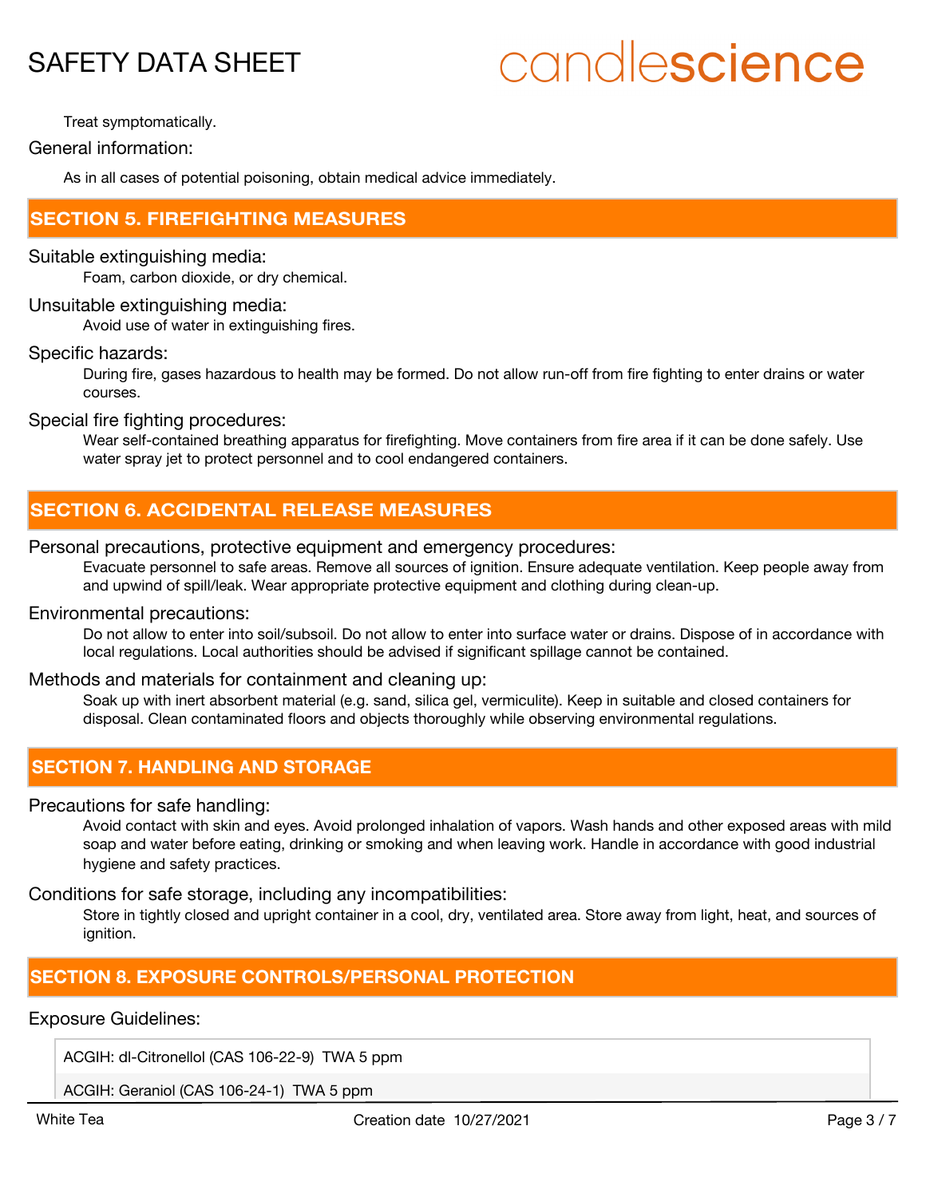Treat symptomatically.

General information:

As in all cases of potential poisoning, obtain medical advice immediately.

## SECTION 5. FIREFIGHTING MEASURES

Suitable extinguishing media:

Foam, carbon dioxide, or dry chemical.

Unsuitable extinguishing media:

Avoid use of water in extinguishing fires.

Specific hazards:

During fire, gases hazardous to health may be formed. Do not allow run-off from fire fighting to enter drains or water courses.

Special fire fighting procedures:

Wear self-contained breathing apparatus for firefighting. Move containers from fire area if it can be done safely. Use water spray jet to protect personnel and to cool endangered containers.

## SECTION 6. ACCIDENTAL RELEASE MEASURES

Personal precautions, protective equipment and emergency procedures:

Evacuate personnel to safe areas. Remove all sources of ignition. Ensure adequate ventilation. Keep people away from and upwind of spill/leak. Wear appropriate protective equipment and clothing during clean-up.

Environmental precautions:

Do not allow to enter into soil/subsoil. Do not allow to enter into surface water or drains. Dispose of in accordance with local regulations. Local authorities should be advised if significant spillage cannot be contained.

Methods and materials for containment and cleaning up:

Soak up with inert absorbent material (e.g. sand, silica gel, vermiculite). Keep in suitable and closed containers for disposal. Clean contaminated floors and objects thoroughly while observing environmental regulations.

## SECTION 7. HANDLING AND STORAGE

Precautions for safe handling:

Avoid contact with skin and eyes. Avoid prolonged inhalation of vapors. Wash hands and other exposed areas with mild soap and water before eating, drinking or smoking and when leaving work. Handle in accordance with good industrial hygiene and safety practices.

Conditions for safe storage, including any incompatibilities:

Store in tightly closed and upright container in a cool, dry, ventilated area. Store away from light, heat, and sources of ignition.

## SECTION 8. EXPOSURE CONTROLS/PERSONAL PROTECTION

Exposure Guidelines:

| ACGIH: dl-Citronellol (CAS 106-22-9) TWA 5 ppm |
|---|
| ACGIH: Geraniol (CAS 106-24-1) TWA 5 ppm |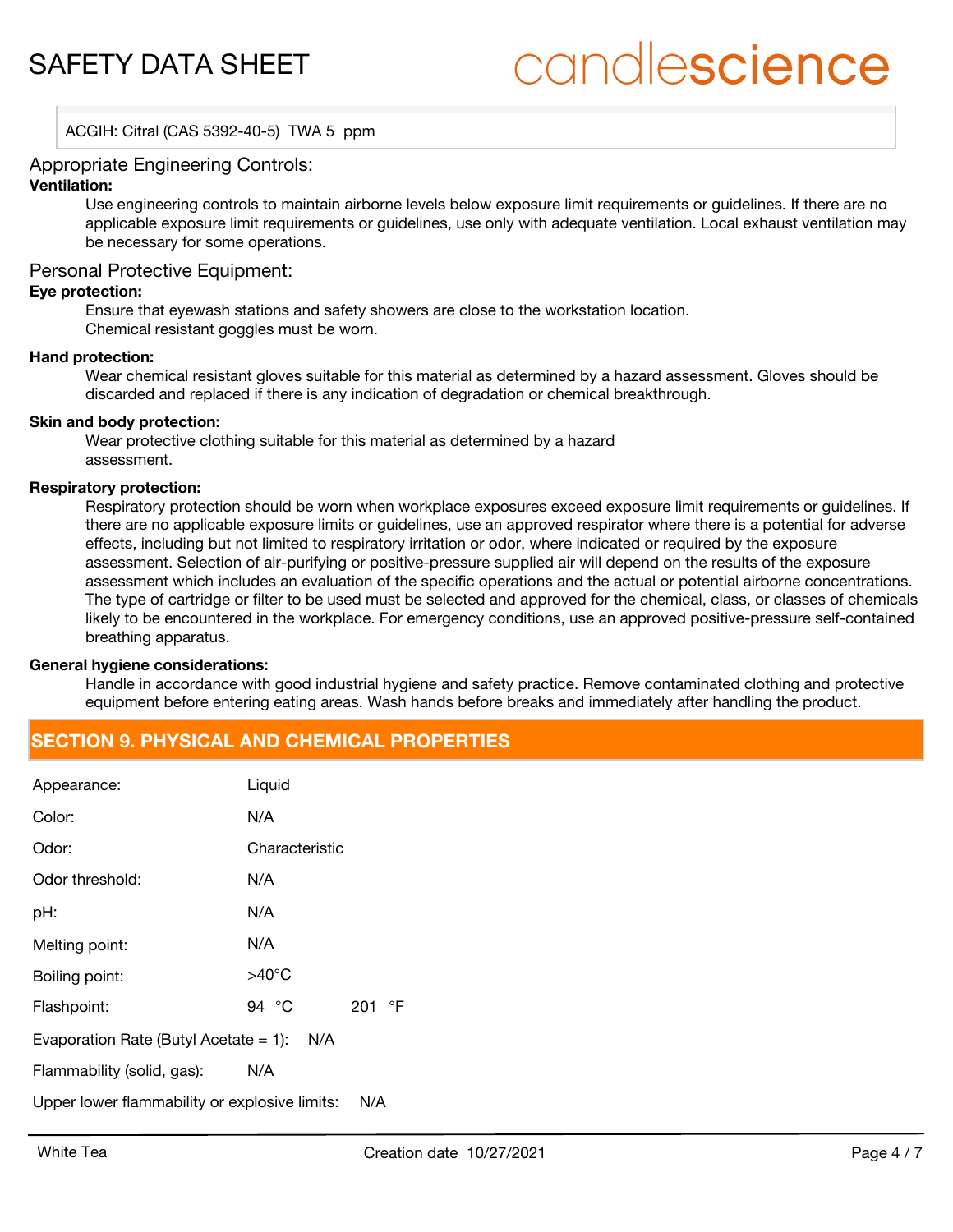ACGIH: Citral (CAS 5392-40-5) TWA 5 ppm

## Appropriate Engineering Controls:

**Ventilation:**

Use engineering controls to maintain airborne levels below exposure limit requirements or guidelines. If there are no applicable exposure limit requirements or guidelines, use only with adequate ventilation. Local exhaust ventilation may be necessary for some operations.

## Personal Protective Equipment:

**Eye protection:**

Ensure that eyewash stations and safety showers are close to the workstation location.
Chemical resistant goggles must be worn.

**Hand protection:**

Wear chemical resistant gloves suitable for this material as determined by a hazard assessment. Gloves should be discarded and replaced if there is any indication of degradation or chemical breakthrough.

**Skin and body protection:**

Wear protective clothing suitable for this material as determined by a hazard assessment.

**Respiratory protection:**

Respiratory protection should be worn when workplace exposures exceed exposure limit requirements or guidelines. If there are no applicable exposure limits or guidelines, use an approved respirator where there is a potential for adverse effects, including but not limited to respiratory irritation or odor, where indicated or required by the exposure assessment. Selection of air-purifying or positive-pressure supplied air will depend on the results of the exposure assessment which includes an evaluation of the specific operations and the actual or potential airborne concentrations. The type of cartridge or filter to be used must be selected and approved for the chemical, class, or classes of chemicals likely to be encountered in the workplace. For emergency conditions, use an approved positive-pressure self-contained breathing apparatus.

**General hygiene considerations:**

Handle in accordance with good industrial hygiene and safety practice. Remove contaminated clothing and protective equipment before entering eating areas. Wash hands before breaks and immediately after handling the product.

## SECTION 9. PHYSICAL AND CHEMICAL PROPERTIES

| | |
|---|---|
| Appearance: | Liquid |
| Color: | N/A |
| Odor: | Characteristic |
| Odor threshold: | N/A |
| pH: | N/A |
| Melting point: | N/A |
| Boiling point: | >40°C |
| Flashpoint: | 94 °C 201 °F |
| Evaporation Rate (Butyl Acetate = 1): | N/A |
| Flammability (solid, gas): | N/A |
| Upper lower flammability or explosive limits: | N/A |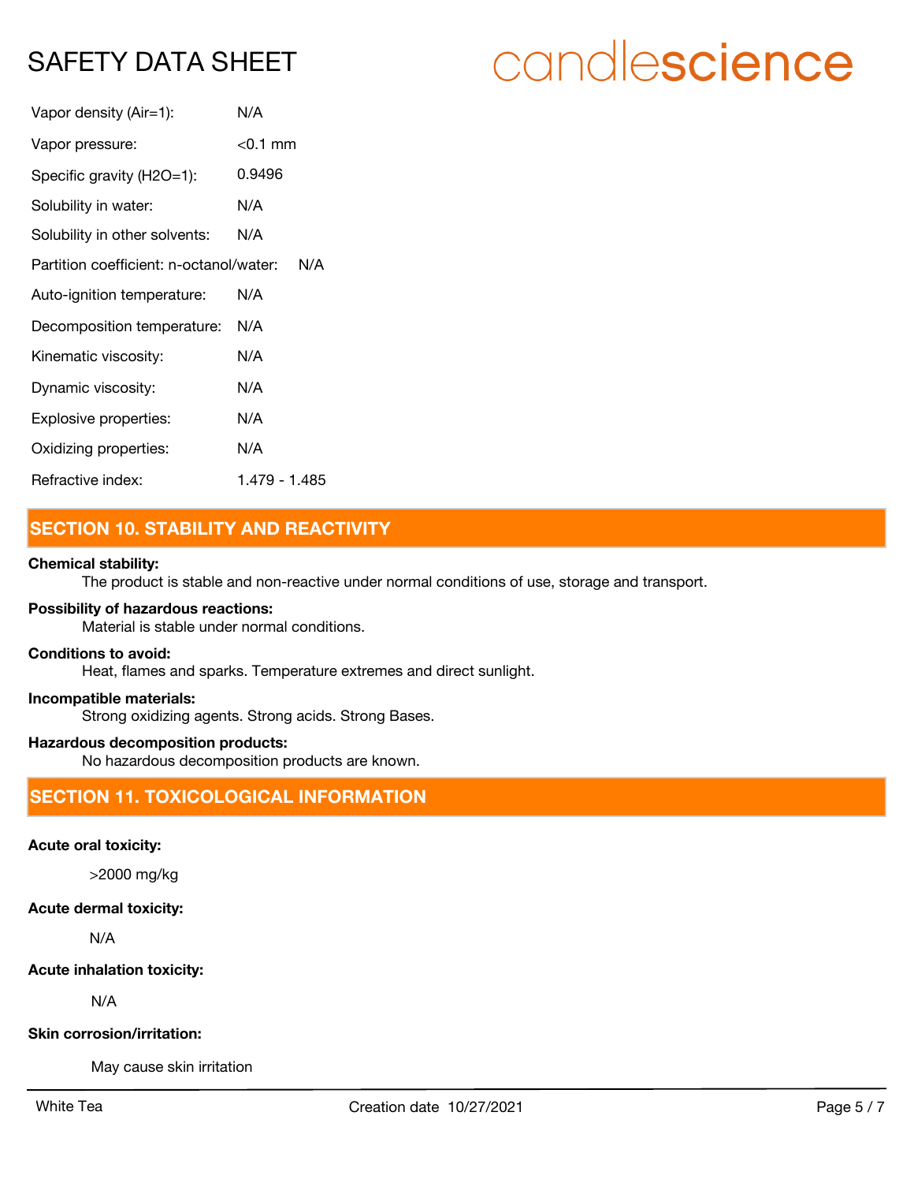| | |
|---|---|
| Vapor density (Air=1): | N/A |
| Vapor pressure: | <0.1 mm |
| Specific gravity (H2O=1): | 0.9496 |
| Solubility in water: | N/A |
| Solubility in other solvents: | N/A |
| Partition coefficient: n-octanol/water: | N/A |
| Auto-ignition temperature: | N/A |
| Decomposition temperature: | N/A |
| Kinematic viscosity: | N/A |
| Dynamic viscosity: | N/A |
| Explosive properties: | N/A |
| Oxidizing properties: | N/A |
| Refractive index: | 1.479 - 1.485 |

## SECTION 10. STABILITY AND REACTIVITY

**Chemical stability:**

The product is stable and non-reactive under normal conditions of use, storage and transport.

**Possibility of hazardous reactions:**

Material is stable under normal conditions.

**Conditions to avoid:**

Heat, flames and sparks. Temperature extremes and direct sunlight.

**Incompatible materials:**

Strong oxidizing agents. Strong acids. Strong Bases.

**Hazardous decomposition products:**

No hazardous decomposition products are known.

## SECTION 11. TOXICOLOGICAL INFORMATION

**Acute oral toxicity:**

>2000 mg/kg

**Acute dermal toxicity:**

N/A

**Acute inhalation toxicity:**

N/A

**Skin corrosion/irritation:**

May cause skin irritation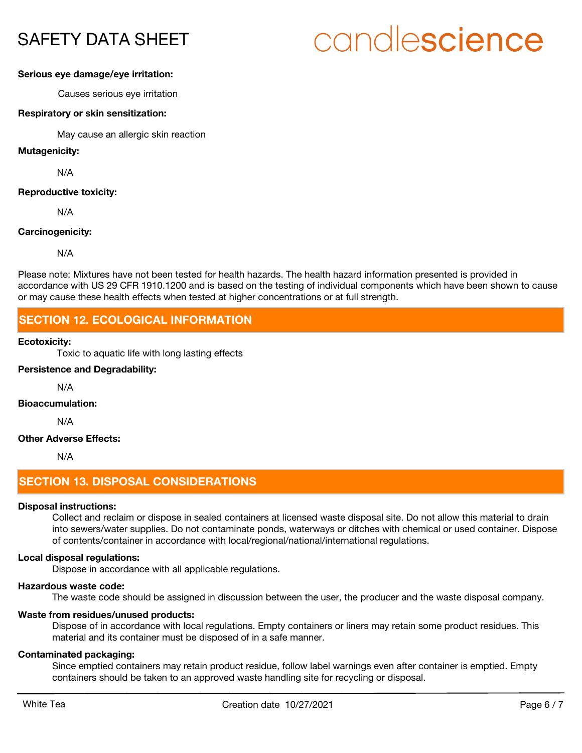**Serious eye damage/eye irritation:**

Causes serious eye irritation

**Respiratory or skin sensitization:**

May cause an allergic skin reaction

**Mutagenicity:**

N/A

**Reproductive toxicity:**

N/A

**Carcinogenicity:**

N/A

Please note: Mixtures have not been tested for health hazards. The health hazard information presented is provided in accordance with US 29 CFR 1910.1200 and is based on the testing of individual components which have been shown to cause or may cause these health effects when tested at higher concentrations or at full strength.

## SECTION 12. ECOLOGICAL INFORMATION

**Ecotoxicity:**

Toxic to aquatic life with long lasting effects

**Persistence and Degradability:**

N/A

**Bioaccumulation:**

N/A

**Other Adverse Effects:**

N/A

## SECTION 13. DISPOSAL CONSIDERATIONS

**Disposal instructions:**

Collect and reclaim or dispose in sealed containers at licensed waste disposal site. Do not allow this material to drain into sewers/water supplies. Do not contaminate ponds, waterways or ditches with chemical or used container. Dispose of contents/container in accordance with local/regional/national/international regulations.

**Local disposal regulations:**

Dispose in accordance with all applicable regulations.

**Hazardous waste code:**

The waste code should be assigned in discussion between the user, the producer and the waste disposal company.

**Waste from residues/unused products:**

Dispose of in accordance with local regulations. Empty containers or liners may retain some product residues. This material and its container must be disposed of in a safe manner.

**Contaminated packaging:**

Since emptied containers may retain product residue, follow label warnings even after container is emptied. Empty containers should be taken to an approved waste handling site for recycling or disposal.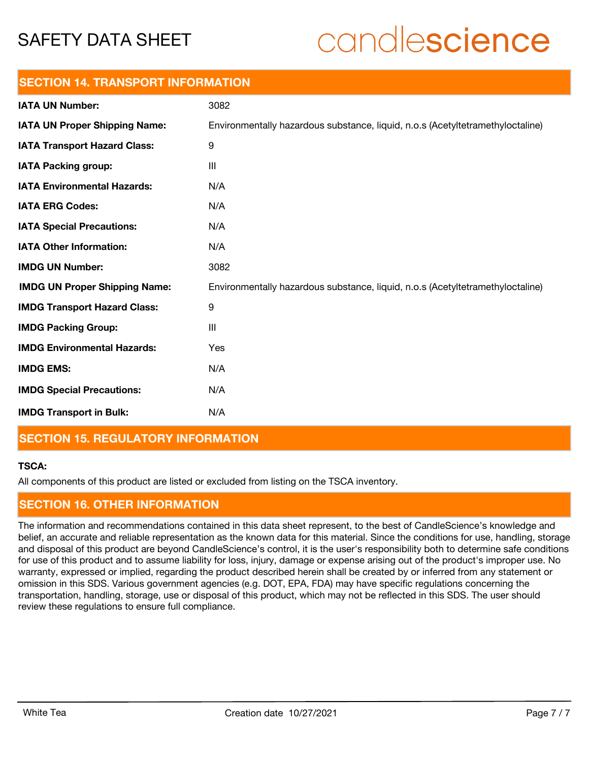## SECTION 14. TRANSPORT INFORMATION

| | |
|---|---|
| **IATA UN Number:** | 3082 |
| **IATA UN Proper Shipping Name:** | Environmentally hazardous substance, liquid, n.o.s (Acetyltetramethyloctaline) |
| **IATA Transport Hazard Class:** | 9 |
| **IATA Packing group:** | III |
| **IATA Environmental Hazards:** | N/A |
| **IATA ERG Codes:** | N/A |
| **IATA Special Precautions:** | N/A |
| **IATA Other Information:** | N/A |
| **IMDG UN Number:** | 3082 |
| **IMDG UN Proper Shipping Name:** | Environmentally hazardous substance, liquid, n.o.s (Acetyltetramethyloctaline) |
| **IMDG Transport Hazard Class:** | 9 |
| **IMDG Packing Group:** | III |
| **IMDG Environmental Hazards:** | Yes |
| **IMDG EMS:** | N/A |
| **IMDG Special Precautions:** | N/A |
| **IMDG Transport in Bulk:** | N/A |

## SECTION 15. REGULATORY INFORMATION

**TSCA:**

All components of this product are listed or excluded from listing on the TSCA inventory.

## SECTION 16. OTHER INFORMATION

The information and recommendations contained in this data sheet represent, to the best of CandleScience's knowledge and belief, an accurate and reliable representation as the known data for this material. Since the conditions for use, handling, storage and disposal of this product are beyond CandleScience's control, it is the user's responsibility both to determine safe conditions for use of this product and to assume liability for loss, injury, damage or expense arising out of the product's improper use. No warranty, expressed or implied, regarding the product described herein shall be created by or inferred from any statement or omission in this SDS. Various government agencies (e.g. DOT, EPA, FDA) may have specific regulations concerning the transportation, handling, storage, use or disposal of this product, which may not be reflected in this SDS. The user should review these regulations to ensure full compliance.